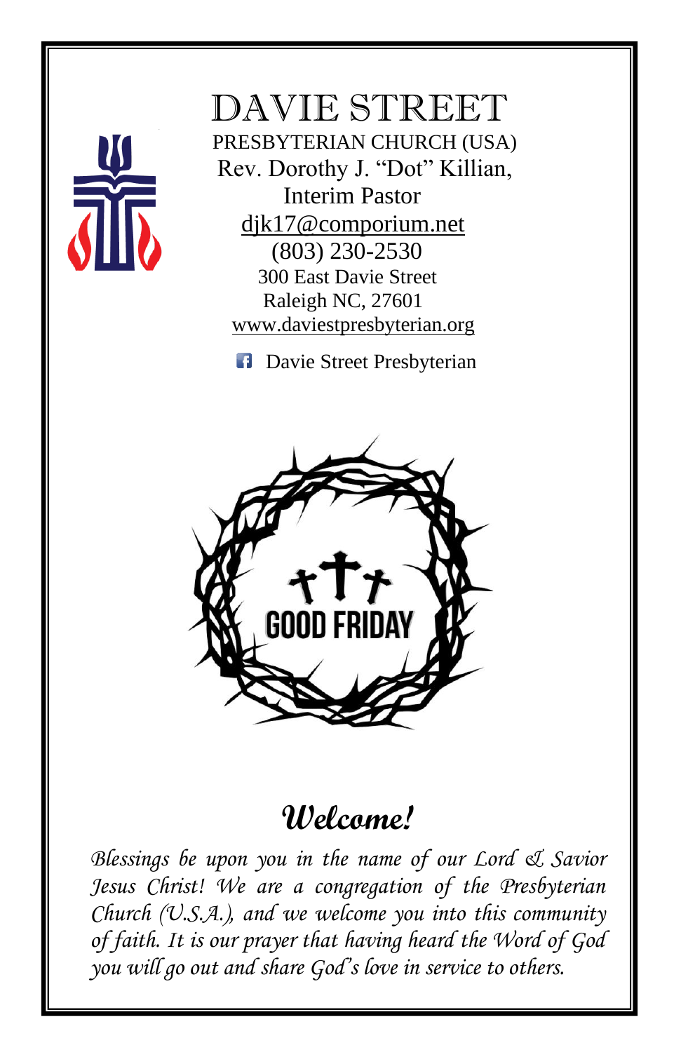# DAVIE STREET

PRESBYTERIAN CHURCH (USA)

Rev. Dorothy J. "Dot" Killian,
Interim Pastor

djk17@comporium.net

(803) 230-2530

300 East Davie Street
Raleigh NC, 27601

www.daviestpresbyterian.org

Davie Street Presbyterian

GOOD FRIDAY

## Welcome!

*Blessings be upon you in the name of our Lord & Savior Jesus Christ! We are a congregation of the Presbyterian Church (U.S.A.), and we welcome you into this community of faith. It is our prayer that having heard the Word of God you will go out and share God's love in service to others.*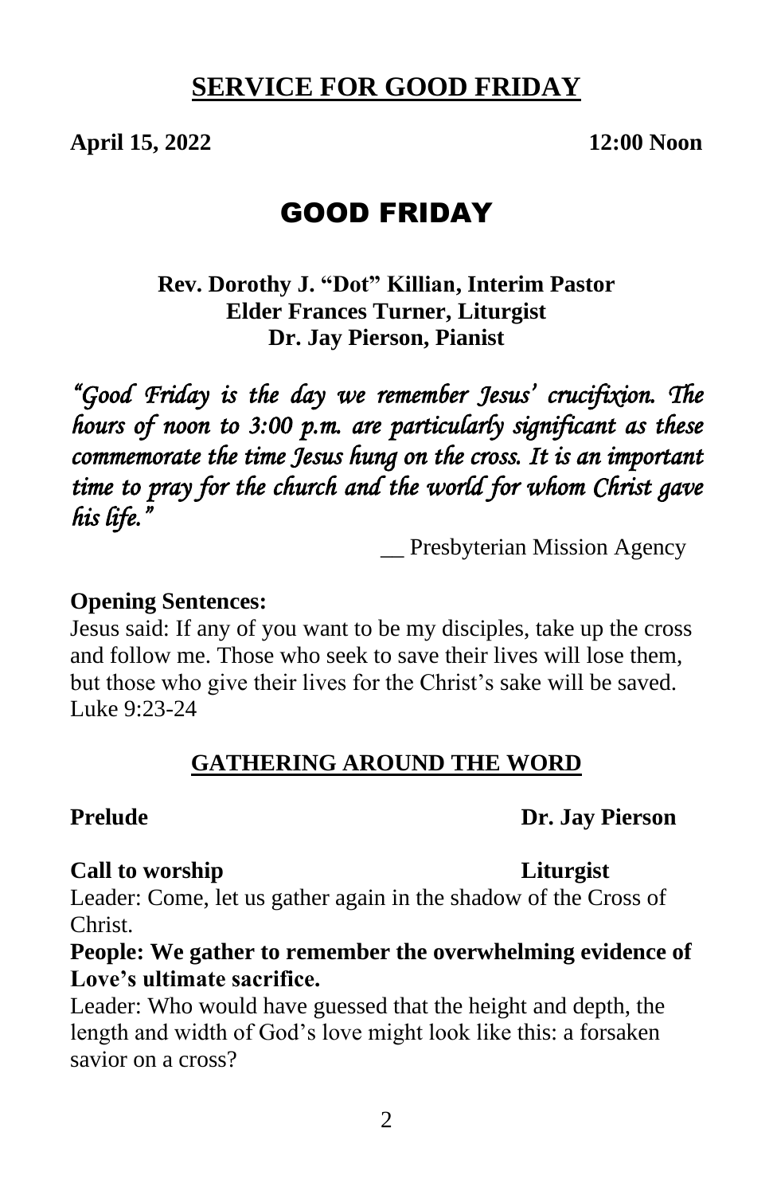# SERVICE FOR GOOD FRIDAY

**April 15, 2022** **12:00 Noon**

## GOOD FRIDAY

**Rev. Dorothy J. "Dot" Killian, Interim Pastor**
**Elder Frances Turner, Liturgist**
**Dr. Jay Pierson, Pianist**

*"Good Friday is the day we remember Jesus' crucifixion. The hours of noon to 3:00 p.m. are particularly significant as these commemorate the time Jesus hung on the cross. It is an important time to pray for the church and the world for whom Christ gave his life."*

__ Presbyterian Mission Agency

**Opening Sentences:**
Jesus said: If any of you want to be my disciples, take up the cross and follow me. Those who seek to save their lives will lose them, but those who give their lives for the Christ's sake will be saved. Luke 9:23-24

## GATHERING AROUND THE WORD

**Prelude** **Dr. Jay Pierson**

**Call to worship** **Liturgist**
Leader: Come, let us gather again in the shadow of the Cross of Christ.
**People: We gather to remember the overwhelming evidence of Love's ultimate sacrifice.**
Leader: Who would have guessed that the height and depth, the length and width of God's love might look like this: a forsaken savior on a cross?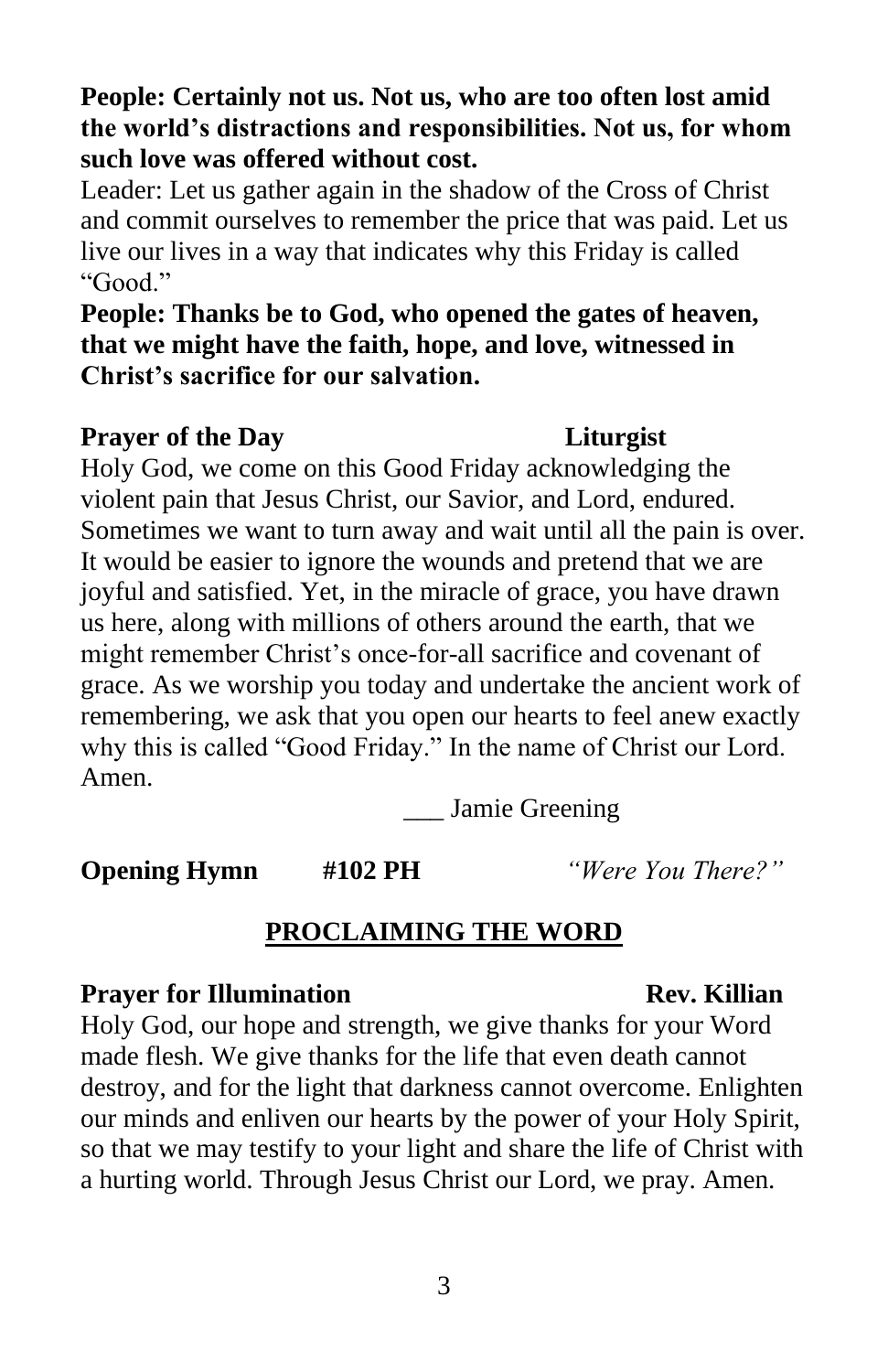**People: Certainly not us. Not us, who are too often lost amid the world's distractions and responsibilities. Not us, for whom such love was offered without cost.**

Leader: Let us gather again in the shadow of the Cross of Christ and commit ourselves to remember the price that was paid. Let us live our lives in a way that indicates why this Friday is called "Good."

**People: Thanks be to God, who opened the gates of heaven, that we might have the faith, hope, and love, witnessed in Christ's sacrifice for our salvation.**

**Prayer of the Day** **Liturgist**

Holy God, we come on this Good Friday acknowledging the violent pain that Jesus Christ, our Savior, and Lord, endured. Sometimes we want to turn away and wait until all the pain is over. It would be easier to ignore the wounds and pretend that we are joyful and satisfied. Yet, in the miracle of grace, you have drawn us here, along with millions of others around the earth, that we might remember Christ's once-for-all sacrifice and covenant of grace. As we worship you today and undertake the ancient work of remembering, we ask that you open our hearts to feel anew exactly why this is called "Good Friday." In the name of Christ our Lord. Amen.

___ Jamie Greening

**Opening Hymn** **#102 PH** *"Were You There?"*

## PROCLAIMING THE WORD

**Prayer for Illumination** **Rev. Killian**

Holy God, our hope and strength, we give thanks for your Word made flesh. We give thanks for the life that even death cannot destroy, and for the light that darkness cannot overcome. Enlighten our minds and enliven our hearts by the power of your Holy Spirit, so that we may testify to your light and share the life of Christ with a hurting world. Through Jesus Christ our Lord, we pray. Amen.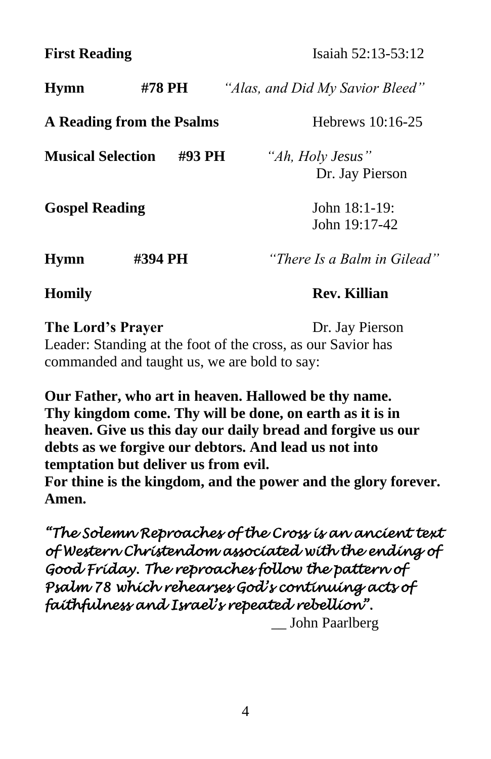**First Reading** Isaiah 52:13-53:12

**Hymn** **#78 PH** *"Alas, and Did My Savior Bleed"*

**A Reading from the Psalms** Hebrews 10:16-25

**Musical Selection** **#93 PH** *"Ah, Holy Jesus"*
Dr. Jay Pierson

**Gospel Reading** John 18:1-19:
John 19:17-42

**Hymn** **#394 PH** *"There Is a Balm in Gilead"*

**Homily** **Rev. Killian**

**The Lord's Prayer** Dr. Jay Pierson

Leader: Standing at the foot of the cross, as our Savior has commanded and taught us, we are bold to say:

**Our Father, who art in heaven. Hallowed be thy name. Thy kingdom come. Thy will be done, on earth as it is in heaven. Give us this day our daily bread and forgive us our debts as we forgive our debtors. And lead us not into temptation but deliver us from evil.**
**For thine is the kingdom, and the power and the glory forever. Amen.**

*"The Solemn Reproaches of the Cross is an ancient text of Western Christendom associated with the ending of Good Friday. The reproaches follow the pattern of Psalm 78 which rehearses God's continuing acts of faithfulness and Israel's repeated rebellion".*

__ John Paarlberg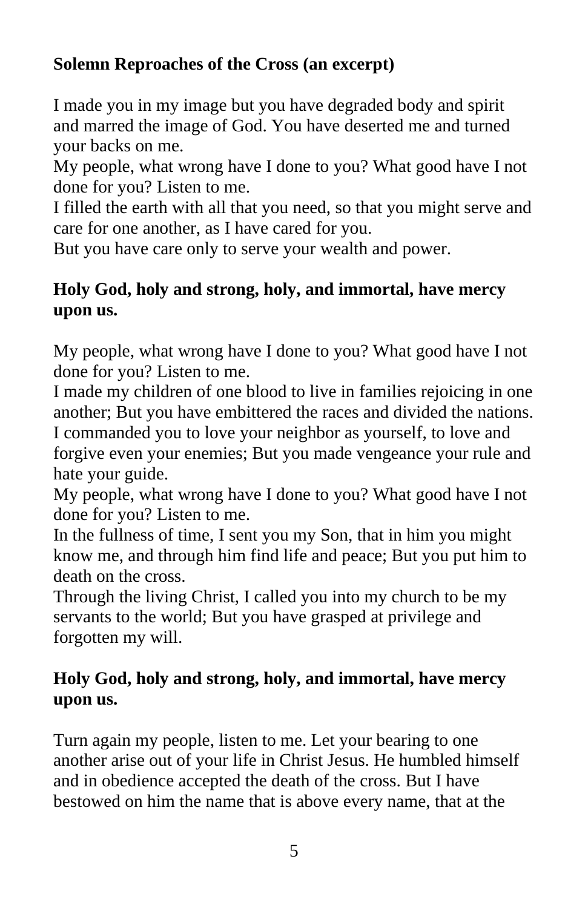**Solemn Reproaches of the Cross (an excerpt)**

I made you in my image but you have degraded body and spirit and marred the image of God. You have deserted me and turned your backs on me.
My people, what wrong have I done to you? What good have I not done for you? Listen to me.
I filled the earth with all that you need, so that you might serve and care for one another, as I have cared for you.
But you have care only to serve your wealth and power.

**Holy God, holy and strong, holy, and immortal, have mercy upon us.**

My people, what wrong have I done to you? What good have I not done for you? Listen to me.
I made my children of one blood to live in families rejoicing in one another; But you have embittered the races and divided the nations.
I commanded you to love your neighbor as yourself, to love and forgive even your enemies; But you made vengeance your rule and hate your guide.
My people, what wrong have I done to you? What good have I not done for you? Listen to me.
In the fullness of time, I sent you my Son, that in him you might know me, and through him find life and peace; But you put him to death on the cross.
Through the living Christ, I called you into my church to be my servants to the world; But you have grasped at privilege and forgotten my will.

**Holy God, holy and strong, holy, and immortal, have mercy upon us.**

Turn again my people, listen to me. Let your bearing to one another arise out of your life in Christ Jesus. He humbled himself and in obedience accepted the death of the cross. But I have bestowed on him the name that is above every name, that at the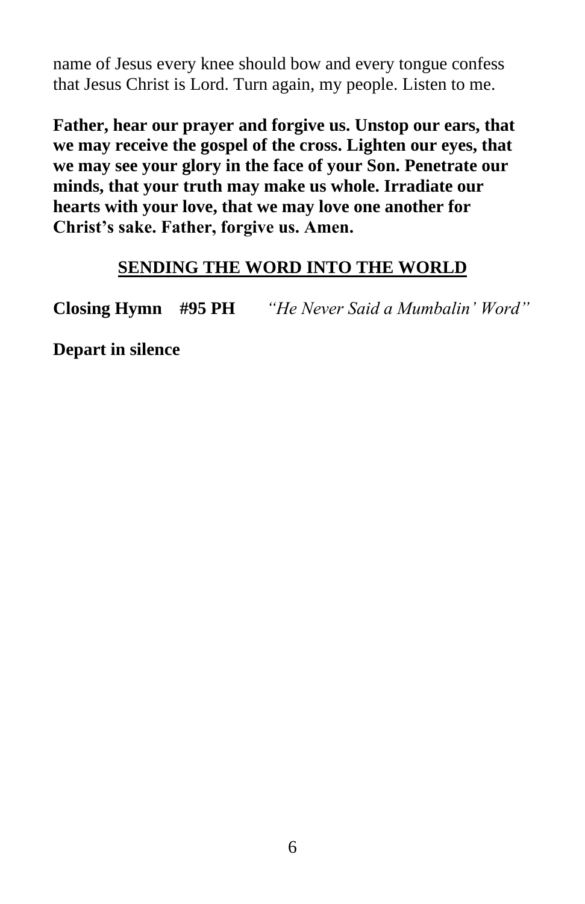name of Jesus every knee should bow and every tongue confess that Jesus Christ is Lord. Turn again, my people. Listen to me.

**Father, hear our prayer and forgive us. Unstop our ears, that we may receive the gospel of the cross. Lighten our eyes, that we may see your glory in the face of your Son. Penetrate our minds, that your truth may make us whole. Irradiate our hearts with your love, that we may love one another for Christ's sake. Father, forgive us. Amen.**

## SENDING THE WORD INTO THE WORLD

**Closing Hymn #95 PH** *"He Never Said a Mumbalin' Word"*

**Depart in silence**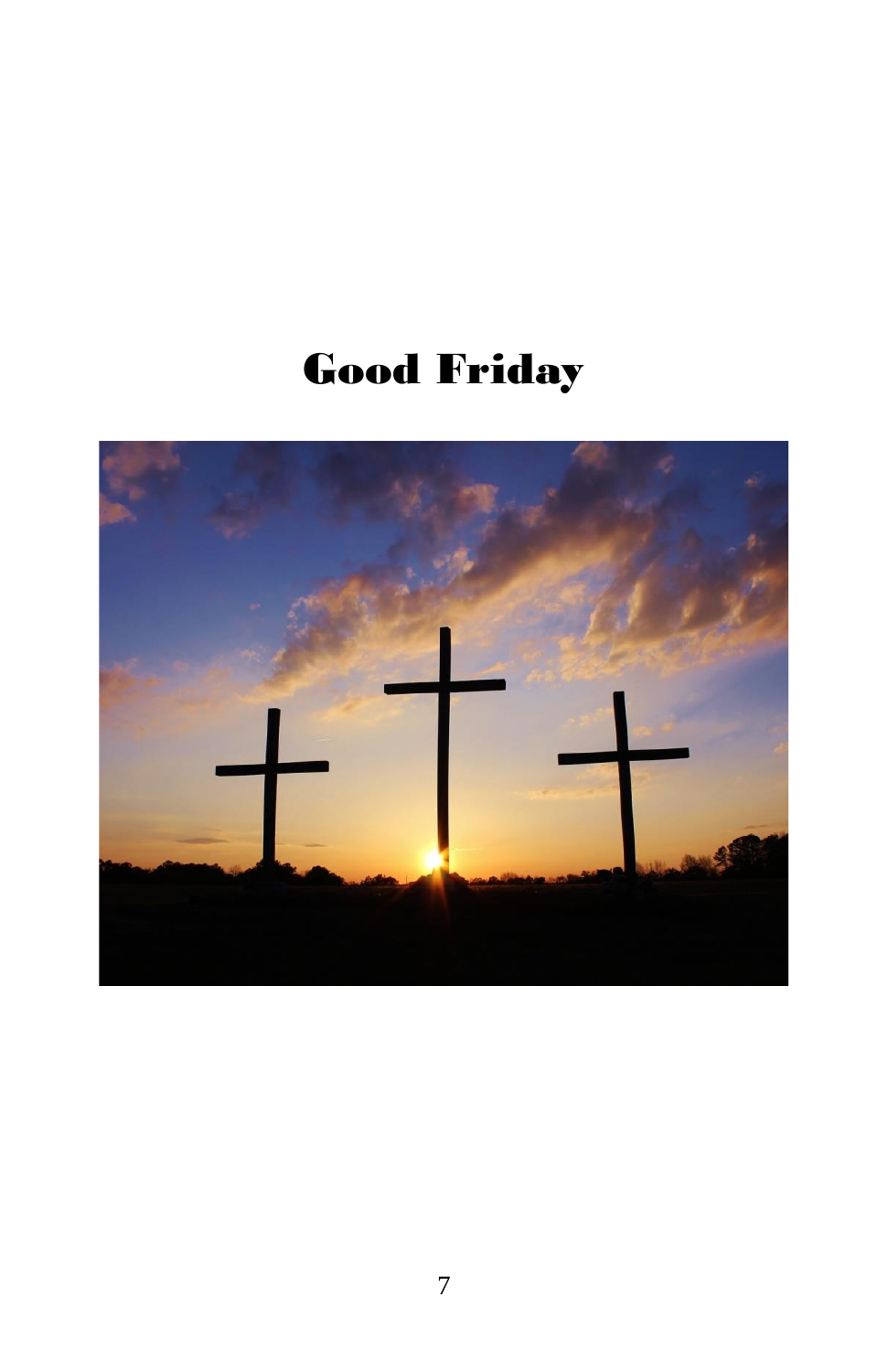# Good Friday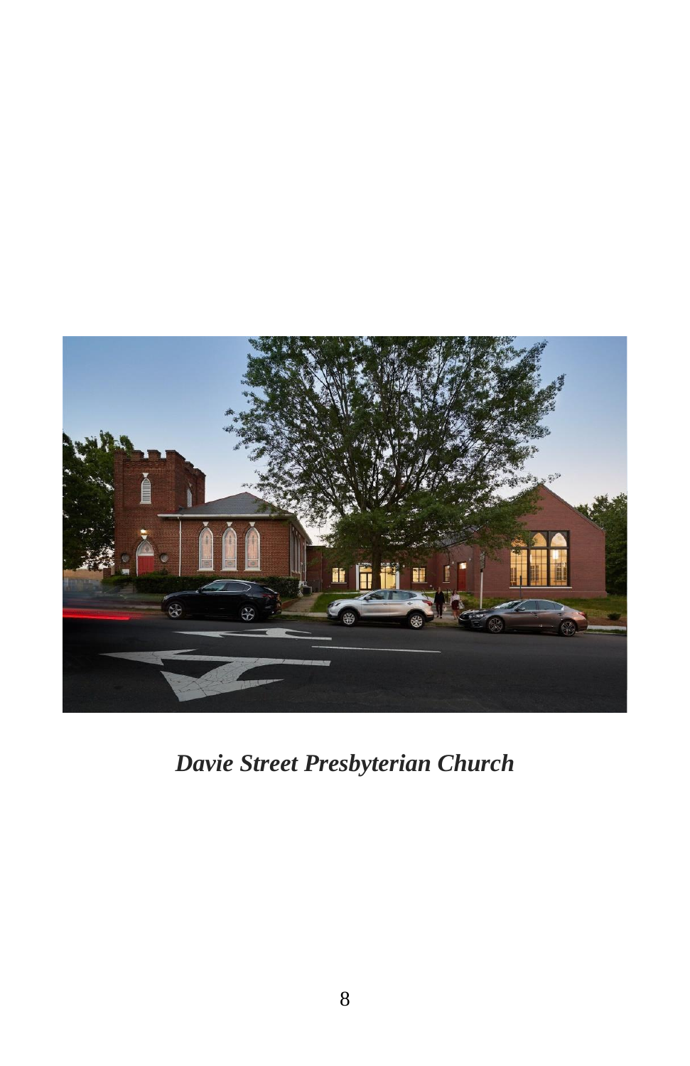*Davie Street Presbyterian Church*